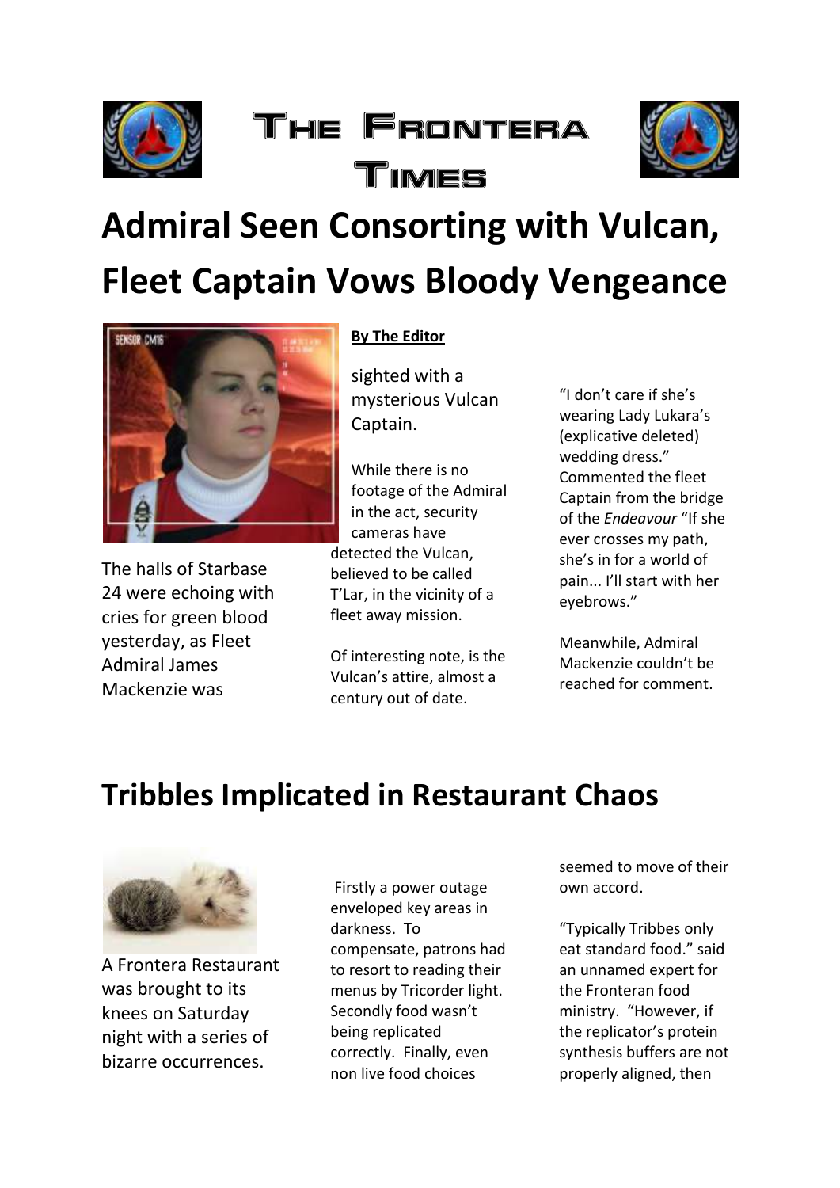# The Frontera Times

## Admiral Seen Consorting with Vulcan, Fleet Captain Vows Bloody Vengeance

**By The Editor**

The halls of Starbase 24 were echoing with cries for green blood yesterday, as Fleet Admiral James Mackenzie was sighted with a mysterious Vulcan Captain.

While there is no footage of the Admiral in the act, security cameras have detected the Vulcan, believed to be called T'Lar, in the vicinity of a fleet away mission.

Of interesting note, is the Vulcan's attire, almost a century out of date.

"I don't care if she's wearing Lady Lukara's (explicative deleted) wedding dress." Commented the fleet Captain from the bridge of the *Endeavour* "If she ever crosses my path, she's in for a world of pain... I'll start with her eyebrows."

Meanwhile, Admiral Mackenzie couldn't be reached for comment.

## Tribbles Implicated in Restaurant Chaos

A Frontera Restaurant was brought to its knees on Saturday night with a series of bizarre occurrences.

Firstly a power outage enveloped key areas in darkness. To compensate, patrons had to resort to reading their menus by Tricorder light. Secondly food wasn't being replicated correctly. Finally, even non live food choices seemed to move of their own accord.

"Typically Tribbes only eat standard food." said an unnamed expert for the Fronteran food ministry. "However, if the replicator's protein synthesis buffers are not properly aligned, then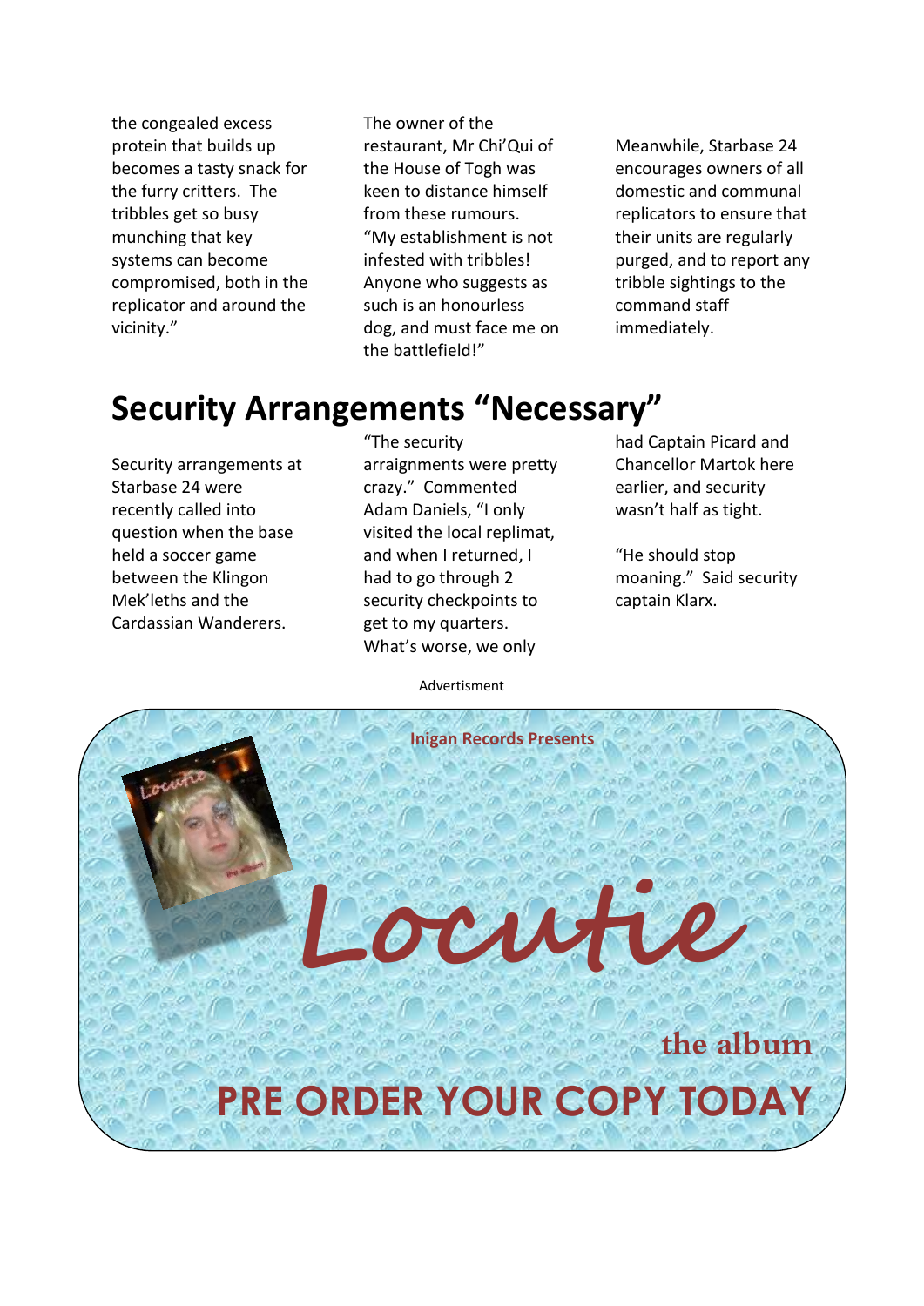the congealed excess protein that builds up becomes a tasty snack for the furry critters. The tribbles get so busy munching that key systems can become compromised, both in the replicator and around the vicinity."

The owner of the restaurant, Mr Chi'Qui of the House of Togh was keen to distance himself from these rumours. "My establishment is not infested with tribbles! Anyone who suggests as such is an honourless dog, and must face me on the battlefield!"

Meanwhile, Starbase 24 encourages owners of all domestic and communal replicators to ensure that their units are regularly purged, and to report any tribble sightings to the command staff immediately.

# Security Arrangements "Necessary"

Security arrangements at Starbase 24 were recently called into question when the base held a soccer game between the Klingon Mek'leths and the Cardassian Wanderers.

"The security arraignments were pretty crazy." Commented Adam Daniels, "I only visited the local replimat, and when I returned, I had to go through 2 security checkpoints to get to my quarters. What's worse, we only had Captain Picard and Chancellor Martok here earlier, and security wasn't half as tight.

"He should stop moaning." Said security captain Klarx.

Advertisment

Inigan Records Presents

Locutie

the album

PRE ORDER YOUR COPY TODAY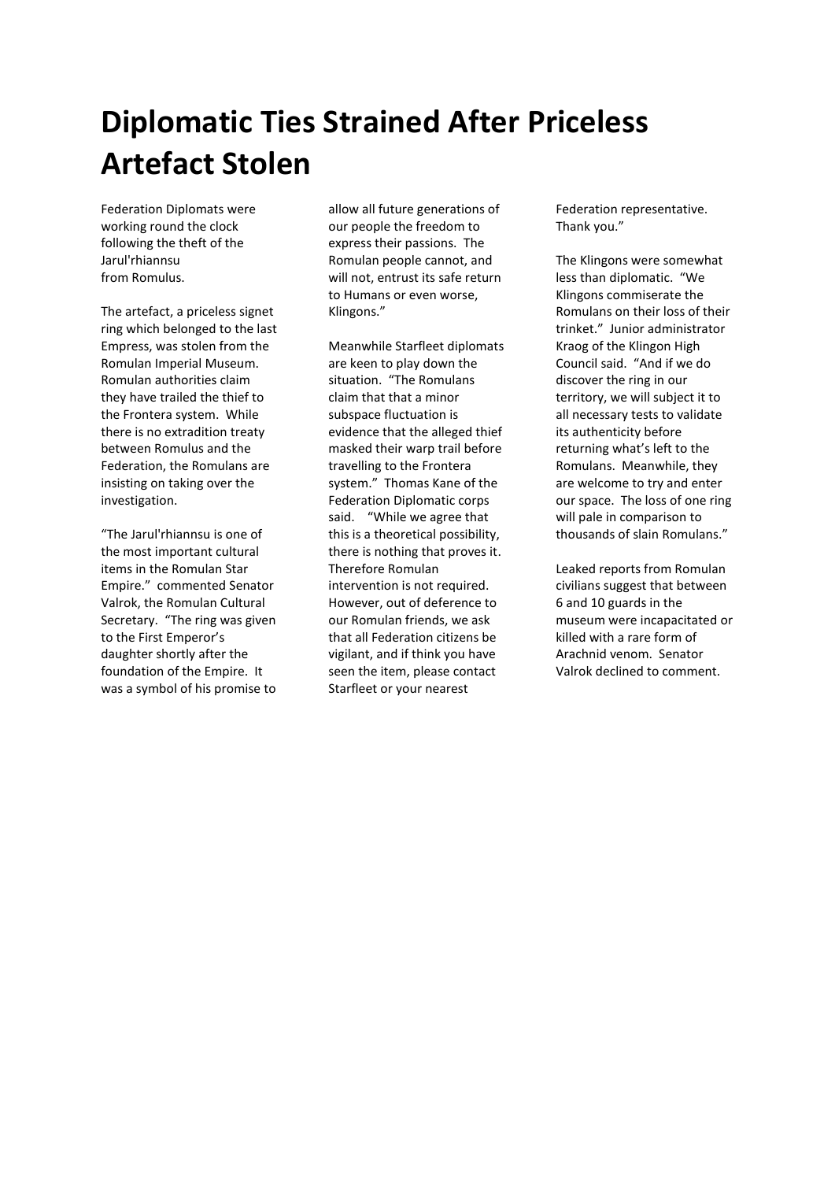# Diplomatic Ties Strained After Priceless Artefact Stolen

Federation Diplomats were working round the clock following the theft of the Jarul'rhiannsu from Romulus.

The artefact, a priceless signet ring which belonged to the last Empress, was stolen from the Romulan Imperial Museum. Romulan authorities claim they have trailed the thief to the Frontera system. While there is no extradition treaty between Romulus and the Federation, the Romulans are insisting on taking over the investigation.

"The Jarul'rhiannsu is one of the most important cultural items in the Romulan Star Empire." commented Senator Valrok, the Romulan Cultural Secretary. "The ring was given to the First Emperor's daughter shortly after the foundation of the Empire. It was a symbol of his promise to allow all future generations of our people the freedom to express their passions. The Romulan people cannot, and will not, entrust its safe return to Humans or even worse, Klingons."

Meanwhile Starfleet diplomats are keen to play down the situation. "The Romulans claim that that a minor subspace fluctuation is evidence that the alleged thief masked their warp trail before travelling to the Frontera system." Thomas Kane of the Federation Diplomatic corps said. "While we agree that this is a theoretical possibility, there is nothing that proves it. Therefore Romulan intervention is not required. However, out of deference to our Romulan friends, we ask that all Federation citizens be vigilant, and if think you have seen the item, please contact Starfleet or your nearest Federation representative. Thank you."

The Klingons were somewhat less than diplomatic. "We Klingons commiserate the Romulans on their loss of their trinket." Junior administrator Kraog of the Klingon High Council said. "And if we do discover the ring in our territory, we will subject it to all necessary tests to validate its authenticity before returning what's left to the Romulans. Meanwhile, they are welcome to try and enter our space. The loss of one ring will pale in comparison to thousands of slain Romulans."

Leaked reports from Romulan civilians suggest that between 6 and 10 guards in the museum were incapacitated or killed with a rare form of Arachnid venom. Senator Valrok declined to comment.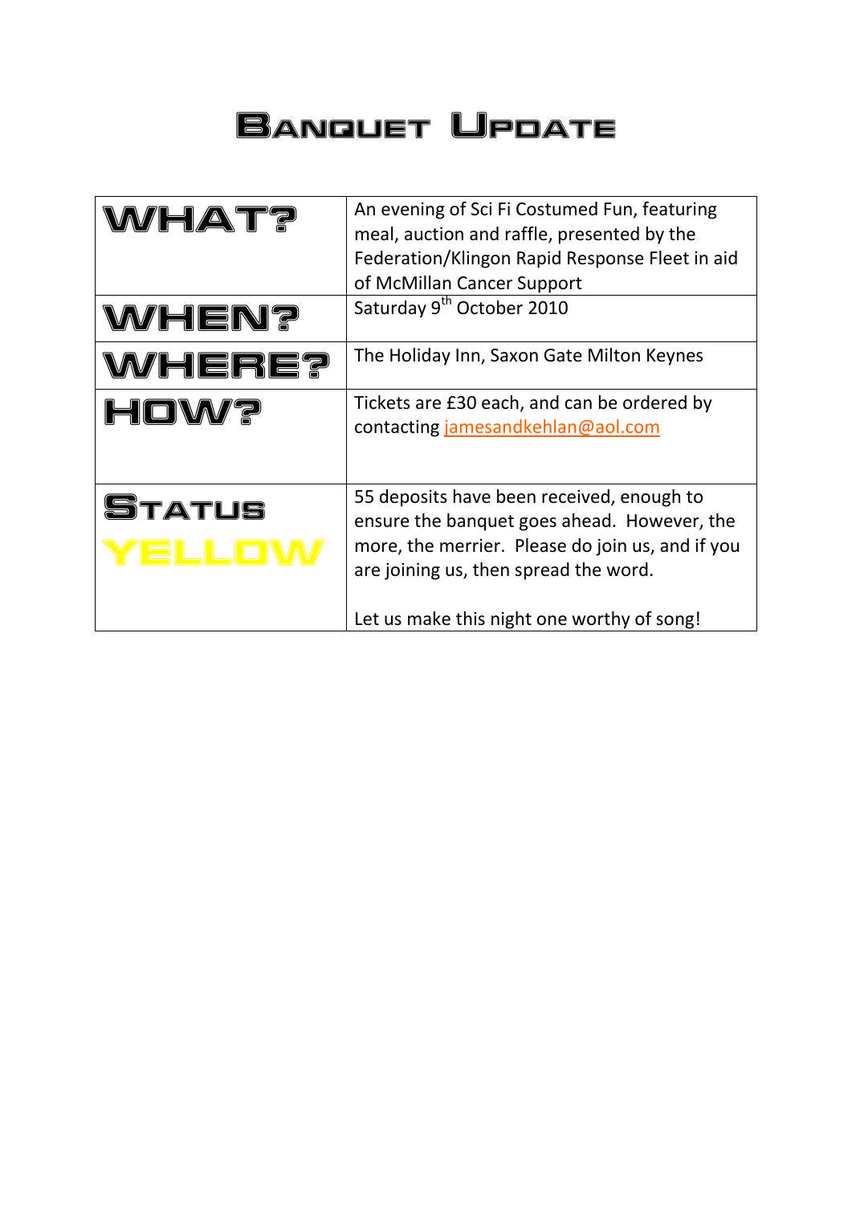# Banquet Update

| | |
|---|---|
| **WHAT?** | An evening of Sci Fi Costumed Fun, featuring meal, auction and raffle, presented by the Federation/Klingon Rapid Response Fleet in aid of McMillan Cancer Support |
| **WHEN?** | Saturday 9th October 2010 |
| **WHERE?** | The Holiday Inn, Saxon Gate Milton Keynes |
| **HOW?** | Tickets are £30 each, and can be ordered by contacting jamesandkehlan@aol.com |
| **STATUS** **YELLOW** | 55 deposits have been received, enough to ensure the banquet goes ahead. However, the more, the merrier. Please do join us, and if you are joining us, then spread the word. <br><br> Let us make this night one worthy of song! |